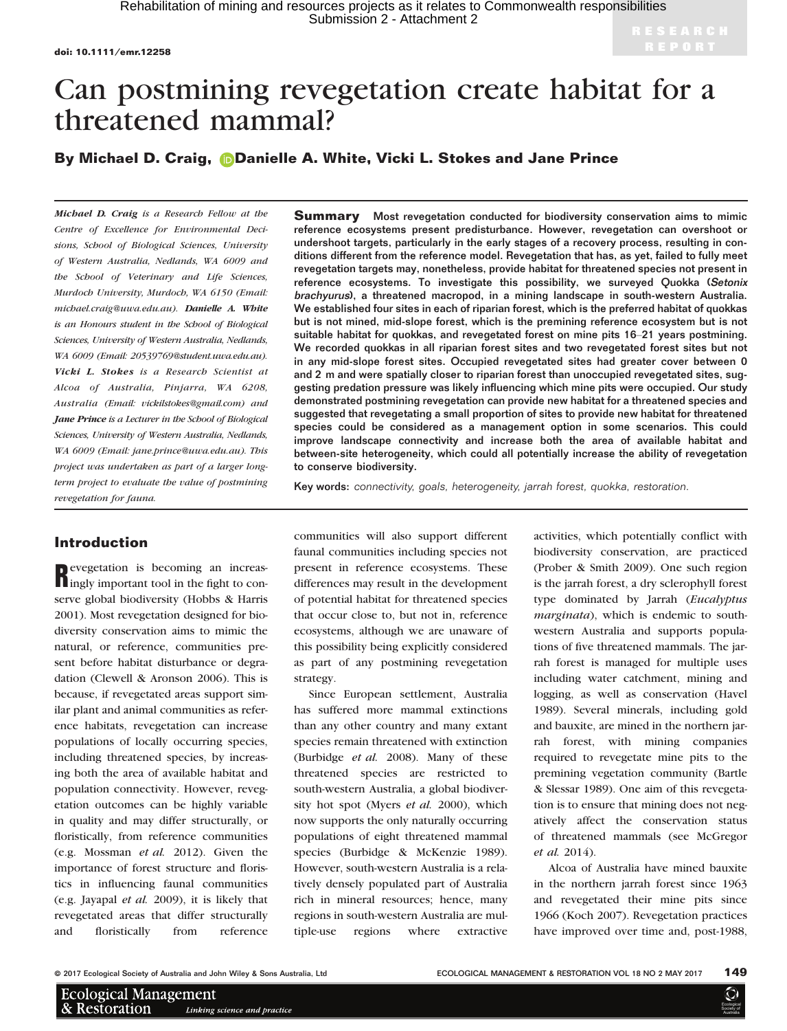doi: 10.1111/emr.12258

RESEARCH REPORT

# Can postmining revegetation create habitat for a threatened mammal?

**By Michael D. Craig, Danielle A. White, Vicki L. Stokes and Jane Prince**

***Michael D. Craig*** *is a Research Fellow at the Centre of Excellence for Environmental Decisions, School of Biological Sciences, University of Western Australia, Nedlands, WA 6009 and the School of Veterinary and Life Sciences, Murdoch University, Murdoch, WA 6150 (Email: michael.craig@uwa.edu.au).* ***Danielle A. White*** *is an Honours student in the School of Biological Sciences, University of Western Australia, Nedlands, WA 6009 (Email: 20539769@student.uwa.edu.au).* ***Vicki L. Stokes*** *is a Research Scientist at Alcoa of Australia, Pinjarra, WA 6208, Australia (Email: vickilstokes@gmail.com) and* ***Jane Prince*** *is a Lecturer in the School of Biological Sciences, University of Western Australia, Nedlands, WA 6009 (Email: jane.prince@uwa.edu.au). This project was undertaken as part of a larger long-term project to evaluate the value of postmining revegetation for fauna.*

**Summary** Most revegetation conducted for biodiversity conservation aims to mimic reference ecosystems present predisturbance. However, revegetation can overshoot or undershoot targets, particularly in the early stages of a recovery process, resulting in conditions different from the reference model. Revegetation that has, as yet, failed to fully meet revegetation targets may, nonetheless, provide habitat for threatened species not present in reference ecosystems. To investigate this possibility, we surveyed Quokka (*Setonix brachyurus*), a threatened macropod, in a mining landscape in south-western Australia. We established four sites in each of riparian forest, which is the preferred habitat of quokkas but is not mined, mid-slope forest, which is the premining reference ecosystem but is not suitable habitat for quokkas, and revegetated forest on mine pits 16–21 years postmining. We recorded quokkas in all riparian forest sites and two revegetated forest sites but not in any mid-slope forest sites. Occupied revegetated sites had greater cover between 0 and 2 m and were spatially closer to riparian forest than unoccupied revegetated sites, suggesting predation pressure was likely influencing which mine pits were occupied. Our study demonstrated postmining revegetation can provide new habitat for a threatened species and suggested that revegetating a small proportion of sites to provide new habitat for threatened species could be considered as a management option in some scenarios. This could improve landscape connectivity and increase both the area of available habitat and between-site heterogeneity, which could all potentially increase the ability of revegetation to conserve biodiversity.

**Key words:** *connectivity, goals, heterogeneity, jarrah forest, quokka, restoration.*

## Introduction

Revegetation is becoming an increasingly important tool in the fight to conserve global biodiversity (Hobbs & Harris 2001). Most revegetation designed for biodiversity conservation aims to mimic the natural, or reference, communities present before habitat disturbance or degradation (Clewell & Aronson 2006). This is because, if revegetated areas support similar plant and animal communities as reference habitats, revegetation can increase populations of locally occurring species, including threatened species, by increasing both the area of available habitat and population connectivity. However, revegetation outcomes can be highly variable in quality and may differ structurally, or floristically, from reference communities (e.g. Mossman *et al.* 2012). Given the importance of forest structure and floristics in influencing faunal communities (e.g. Jayapal *et al.* 2009), it is likely that revegetated areas that differ structurally and floristically from reference communities will also support different faunal communities including species not present in reference ecosystems. These differences may result in the development of potential habitat for threatened species that occur close to, but not in, reference ecosystems, although we are unaware of this possibility being explicitly considered as part of any postmining revegetation strategy.

Since European settlement, Australia has suffered more mammal extinctions than any other country and many extant species remain threatened with extinction (Burbidge *et al.* 2008). Many of these threatened species are restricted to south-western Australia, a global biodiversity hot spot (Myers *et al.* 2000), which now supports the only naturally occurring populations of eight threatened mammal species (Burbidge & McKenzie 1989). However, south-western Australia is a relatively densely populated part of Australia rich in mineral resources; hence, many regions in south-western Australia are multiple-use regions where extractive activities, which potentially conflict with biodiversity conservation, are practiced (Prober & Smith 2009). One such region is the jarrah forest, a dry sclerophyll forest type dominated by Jarrah (*Eucalyptus marginata*), which is endemic to south-western Australia and supports populations of five threatened mammals. The jarrah forest is managed for multiple uses including water catchment, mining and logging, as well as conservation (Havel 1989). Several minerals, including gold and bauxite, are mined in the northern jarrah forest, with mining companies required to revegetate mine pits to the premining vegetation community (Bartle & Slessar 1989). One aim of this revegetation is to ensure that mining does not negatively affect the conservation status of threatened mammals (see McGregor *et al.* 2014).

Alcoa of Australia have mined bauxite in the northern jarrah forest since 1963 and revegetated their mine pits since 1966 (Koch 2007). Revegetation practices have improved over time and, post-1988,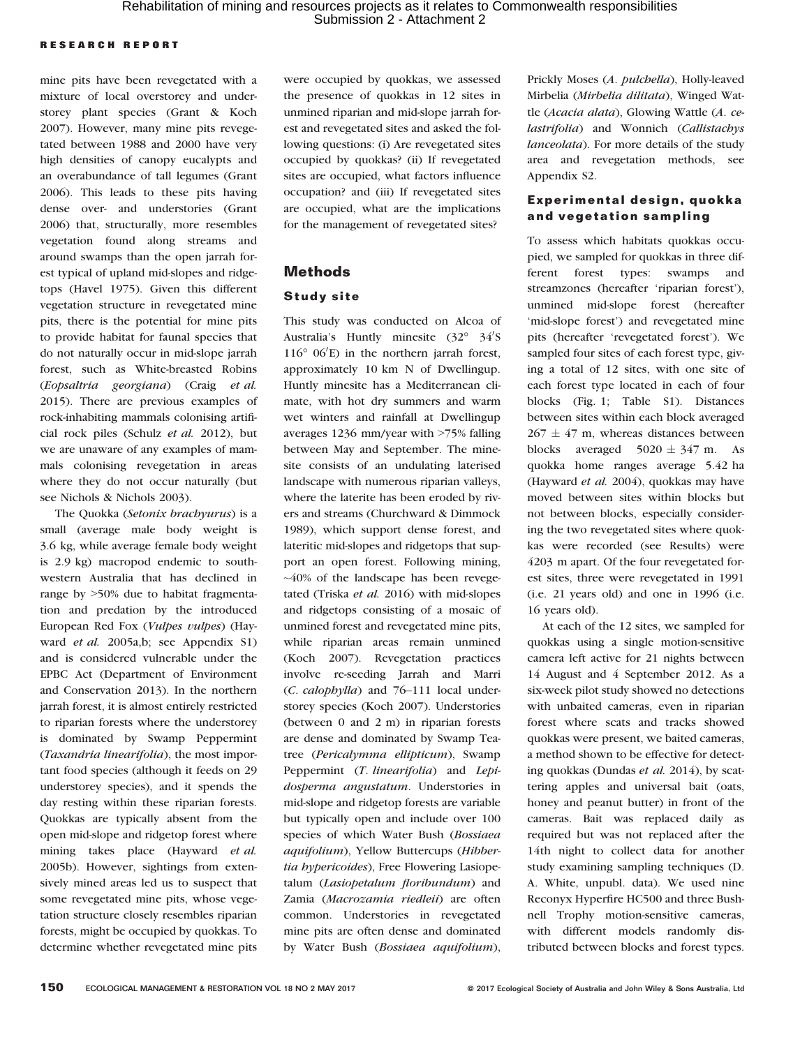mine pits have been revegetated with a mixture of local overstorey and understorey plant species (Grant & Koch 2007). However, many mine pits revegetated between 1988 and 2000 have very high densities of canopy eucalypts and an overabundance of tall legumes (Grant 2006). This leads to these pits having dense over- and understories (Grant 2006) that, structurally, more resembles vegetation found along streams and around swamps than the open jarrah forest typical of upland mid-slopes and ridgetops (Havel 1975). Given this different vegetation structure in revegetated mine pits, there is the potential for mine pits to provide habitat for faunal species that do not naturally occur in mid-slope jarrah forest, such as White-breasted Robins (*Eopsaltria georgiana*) (Craig *et al.* 2015). There are previous examples of rock-inhabiting mammals colonising artificial rock piles (Schulz *et al.* 2012), but we are unaware of any examples of mammals colonising revegetation in areas where they do not occur naturally (but see Nichols & Nichols 2003).

The Quokka (*Setonix brachyurus*) is a small (average male body weight is 3.6 kg, while average female body weight is 2.9 kg) macropod endemic to southwestern Australia that has declined in range by >50% due to habitat fragmentation and predation by the introduced European Red Fox (*Vulpes vulpes*) (Hayward *et al.* 2005a,b; see Appendix S1) and is considered vulnerable under the EPBC Act (Department of Environment and Conservation 2013). In the northern jarrah forest, it is almost entirely restricted to riparian forests where the understorey is dominated by Swamp Peppermint (*Taxandria linearifolia*), the most important food species (although it feeds on 29 understorey species), and it spends the day resting within these riparian forests. Quokkas are typically absent from the open mid-slope and ridgetop forest where mining takes place (Hayward *et al.* 2005b). However, sightings from extensively mined areas led us to suspect that some revegetated mine pits, whose vegetation structure closely resembles riparian forests, might be occupied by quokkas. To determine whether revegetated mine pits were occupied by quokkas, we assessed the presence of quokkas in 12 sites in unmined riparian and mid-slope jarrah forest and revegetated sites and asked the following questions: (i) Are revegetated sites occupied by quokkas? (ii) If revegetated sites are occupied, what factors influence occupation? and (iii) If revegetated sites are occupied, what are the implications for the management of revegetated sites?

## Methods

### Study site

This study was conducted on Alcoa of Australia's Huntly minesite (32° 34′S 116° 06′E) in the northern jarrah forest, approximately 10 km N of Dwellingup. Huntly minesite has a Mediterranean climate, with hot dry summers and warm wet winters and rainfall at Dwellingup averages 1236 mm/year with >75% falling between May and September. The minesite consists of an undulating laterised landscape with numerous riparian valleys, where the laterite has been eroded by rivers and streams (Churchward & Dimmock 1989), which support dense forest, and lateritic mid-slopes and ridgetops that support an open forest. Following mining, ~40% of the landscape has been revegetated (Triska *et al.* 2016) with mid-slopes and ridgetops consisting of a mosaic of unmined forest and revegetated mine pits, while riparian areas remain unmined (Koch 2007). Revegetation practices involve re-seeding Jarrah and Marri (*C. calophylla*) and 76–111 local understorey species (Koch 2007). Understories (between 0 and 2 m) in riparian forests are dense and dominated by Swamp Teatree (*Pericalymma ellipticum*), Swamp Peppermint (*T. linearifolia*) and *Lepidosperma angustatum*. Understories in mid-slope and ridgetop forests are variable but typically open and include over 100 species of which Water Bush (*Bossiaea aquifolium*), Yellow Buttercups (*Hibbertia hypericoides*), Free Flowering Lasiopetalum (*Lasiopetalum floribundum*) and Zamia (*Macrozamia riedleii*) are often common. Understories in revegetated mine pits are often dense and dominated by Water Bush (*Bossiaea aquifolium*), Prickly Moses (*A. pulchella*), Holly-leaved Mirbelia (*Mirbelia dilitata*), Winged Wattle (*Acacia alata*), Glowing Wattle (*A. celastrifolia*) and Wonnich (*Callistachys lanceolata*). For more details of the study area and revegetation methods, see Appendix S2.

### Experimental design, quokka and vegetation sampling

To assess which habitats quokkas occupied, we sampled for quokkas in three different forest types: swamps and streamzones (hereafter 'riparian forest'), unmined mid-slope forest (hereafter 'mid-slope forest') and revegetated mine pits (hereafter 'revegetated forest'). We sampled four sites of each forest type, giving a total of 12 sites, with one site of each forest type located in each of four blocks (Fig. 1; Table S1). Distances between sites within each block averaged 267 ± 47 m, whereas distances between blocks averaged 5020 ± 347 m. As quokka home ranges average 5.42 ha (Hayward *et al.* 2004), quokkas may have moved between sites within blocks but not between blocks, especially considering the two revegetated sites where quokkas were recorded (see Results) were 4203 m apart. Of the four revegetated forest sites, three were revegetated in 1991 (i.e. 21 years old) and one in 1996 (i.e. 16 years old).

At each of the 12 sites, we sampled for quokkas using a single motion-sensitive camera left active for 21 nights between 14 August and 4 September 2012. As a six-week pilot study showed no detections with unbaited cameras, even in riparian forest where scats and tracks showed quokkas were present, we baited cameras, a method shown to be effective for detecting quokkas (Dundas *et al.* 2014), by scattering apples and universal bait (oats, honey and peanut butter) in front of the cameras. Bait was replaced daily as required but was not replaced after the 14th night to collect data for another study examining sampling techniques (D. A. White, unpubl. data). We used nine Reconyx Hyperfire HC500 and three Bushnell Trophy motion-sensitive cameras, with different models randomly distributed between blocks and forest types.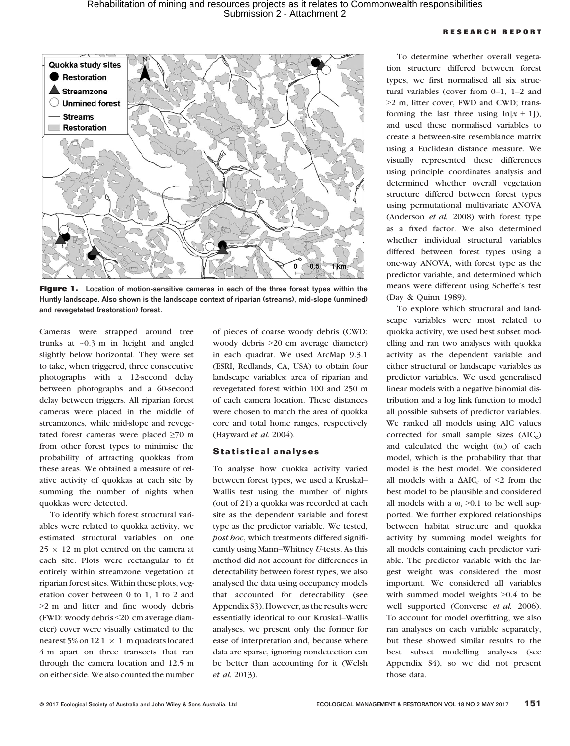Figure 1. Location of motion-sensitive cameras in each of the three forest types within the Huntly landscape. Also shown is the landscape context of riparian (streams), mid-slope (unmined) and revegetated (restoration) forest.

Cameras were strapped around tree trunks at ~0.3 m in height and angled slightly below horizontal. They were set to take, when triggered, three consecutive photographs with a 12-second delay between photographs and a 60-second delay between triggers. All riparian forest cameras were placed in the middle of streamzones, while mid-slope and revegetated forest cameras were placed ≥70 m from other forest types to minimise the probability of attracting quokkas from these areas. We obtained a measure of relative activity of quokkas at each site by summing the number of nights when quokkas were detected.

To identify which forest structural variables were related to quokka activity, we estimated structural variables on one 25 × 12 m plot centred on the camera at each site. Plots were rectangular to fit entirely within streamzone vegetation at riparian forest sites. Within these plots, vegetation cover between 0 to 1, 1 to 2 and >2 m and litter and fine woody debris (FWD: woody debris <20 cm average diameter) cover were visually estimated to the nearest 5% on 12 1 × 1 m quadrats located 4 m apart on three transects that ran through the camera location and 12.5 m on either side. We also counted the number of pieces of coarse woody debris (CWD: woody debris >20 cm average diameter) in each quadrat. We used ArcMap 9.3.1 (ESRI, Redlands, CA, USA) to obtain four landscape variables: area of riparian and revegetated forest within 100 and 250 m of each camera location. These distances were chosen to match the area of quokka core and total home ranges, respectively (Hayward *et al.* 2004).

### Statistical analyses

To analyse how quokka activity varied between forest types, we used a Kruskal–Wallis test using the number of nights (out of 21) a quokka was recorded at each site as the dependent variable and forest type as the predictor variable. We tested, *post hoc*, which treatments differed significantly using Mann–Whitney *U*-tests. As this method did not account for differences in detectability between forest types, we also analysed the data using occupancy models that accounted for detectability (see Appendix S3). However, as the results were essentially identical to our Kruskal–Wallis analyses, we present only the former for ease of interpretation and, because where data are sparse, ignoring nondetection can be better than accounting for it (Welsh *et al.* 2013).

To determine whether overall vegetation structure differed between forest types, we first normalised all six structural variables (cover from 0–1, 1–2 and >2 m, litter cover, FWD and CWD; transforming the last three using $\ln[x + 1]$), and used these normalised variables to create a between-site resemblance matrix using a Euclidean distance measure. We visually represented these differences using principle coordinates analysis and determined whether overall vegetation structure differed between forest types using permutational multivariate ANOVA (Anderson *et al.* 2008) with forest type as a fixed factor. We also determined whether individual structural variables differed between forest types using a one-way ANOVA, with forest type as the predictor variable, and determined which means were different using Scheffe's test (Day & Quinn 1989).

To explore which structural and landscape variables were most related to quokka activity, we used best subset modelling and ran two analyses with quokka activity as the dependent variable and either structural or landscape variables as predictor variables. We used generalised linear models with a negative binomial distribution and a log link function to model all possible subsets of predictor variables. We ranked all models using AIC values corrected for small sample sizes ($AIC_c$) and calculated the weight ($\omega_i$) of each model, which is the probability that that model is the best model. We considered all models with a $\Delta AIC_c$ of <2 from the best model to be plausible and considered all models with a $\omega_i$ >0.1 to be well supported. We further explored relationships between habitat structure and quokka activity by summing model weights for all models containing each predictor variable. The predictor variable with the largest weight was considered the most important. We considered all variables with summed model weights >0.4 to be well supported (Converse *et al.* 2006). To account for model overfitting, we also ran analyses on each variable separately, but these showed similar results to the best subset modelling analyses (see Appendix S4), so we did not present those data.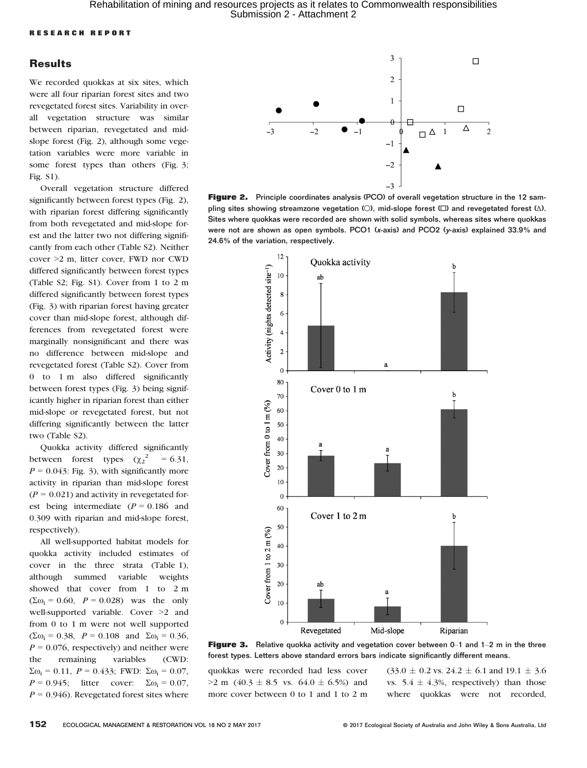## Results

We recorded quokkas at six sites, which were all four riparian forest sites and two revegetated forest sites. Variability in overall vegetation structure was similar between riparian, revegetated and mid-slope forest (Fig. 2), although some vegetation variables were more variable in some forest types than others (Fig. 3; Fig. S1).

Overall vegetation structure differed significantly between forest types (Fig. 2), with riparian forest differing significantly from both revegetated and mid-slope forest and the latter two not differing significantly from each other (Table S2). Neither cover >2 m, litter cover, FWD nor CWD differed significantly between forest types (Table S2; Fig. S1). Cover from 1 to 2 m differed significantly between forest types (Fig. 3) with riparian forest having greater cover than mid-slope forest, although differences from revegetated forest were marginally nonsignificant and there was no difference between mid-slope and revegetated forest (Table S2). Cover from 0 to 1 m also differed significantly between forest types (Fig. 3) being significantly higher in riparian forest than either mid-slope or revegetated forest, but not differing significantly between the latter two (Table S2).

Quokka activity differed significantly between forest types ($\chi_2^2 = 6.31$, $P = 0.043$: Fig. 3), with significantly more activity in riparian than mid-slope forest ($P = 0.021$) and activity in revegetated forest being intermediate ($P = 0.186$ and 0.309 with riparian and mid-slope forest, respectively).

All well-supported habitat models for quokka activity included estimates of cover in the three strata (Table 1), although summed variable weights showed that cover from 1 to 2 m ($\Sigma\omega_i = 0.60$, $P = 0.028$) was the only well-supported variable. Cover >2 and from 0 to 1 m were not well supported ($\Sigma\omega_i = 0.38$, $P = 0.108$ and $\Sigma\omega_i = 0.36$, $P = 0.076$, respectively) and neither were the remaining variables (CWD: $\Sigma\omega_i = 0.11$, $P = 0.433$; FWD: $\Sigma\omega_i = 0.07$, $P = 0.945$; litter cover: $\Sigma\omega_i = 0.07$, $P = 0.946$). Revegetated forest sites where quokkas were recorded had less cover >2 m (40.3 ± 8.5 vs. 64.0 ± 6.5%) and more cover between 0 to 1 and 1 to 2 m (33.0 ± 0.2 vs. 24.2 ± 6.1 and 19.1 ± 3.6 vs. 5.4 ± 4.3%, respectively) than those where quokkas were not recorded,

**Figure 2.** Principle coordinates analysis (PCO) of overall vegetation structure in the 12 sampling sites showing streamzone vegetation (○), mid-slope forest (□) and revegetated forest (Δ). Sites where quokkas were recorded are shown with solid symbols, whereas sites where quokkas were not are shown as open symbols. PCO1 (*x*-axis) and PCO2 (*y*-axis) explained 33.9% and 24.6% of the variation, respectively.

**Figure 3.** Relative quokka activity and vegetation cover between 0–1 and 1–2 m in the three forest types. Letters above standard errors bars indicate significantly different means.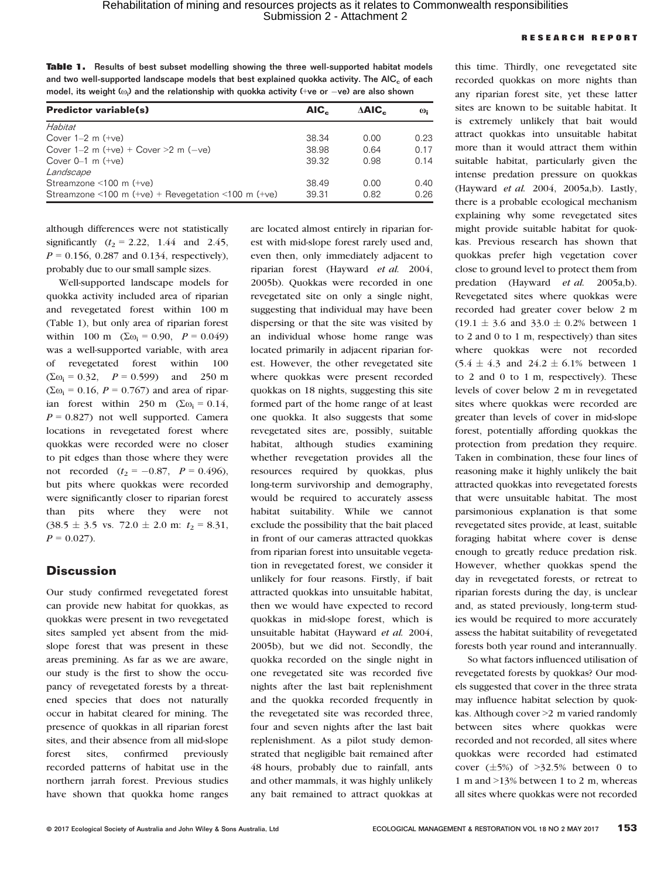**Table 1.** Results of best subset modelling showing the three well-supported habitat models and two well-supported landscape models that best explained quokka activity. The $AIC_c$ of each model, its weight ($\omega_i$) and the relationship with quokka activity (+ve or −ve) are also shown

| Predictor variable(s) | $AIC_c$ | $\Delta AIC_c$ | $\omega_i$ |
|---|---|---|---|
| *Habitat* | | | |
| Cover 1–2 m (+ve) | 38.34 | 0.00 | 0.23 |
| Cover 1–2 m (+ve) + Cover >2 m (−ve) | 38.98 | 0.64 | 0.17 |
| Cover 0–1 m (+ve) | 39.32 | 0.98 | 0.14 |
| *Landscape* | | | |
| Streamzone <100 m (+ve) | 38.49 | 0.00 | 0.40 |
| Streamzone <100 m (+ve) + Revegetation <100 m (+ve) | 39.31 | 0.82 | 0.26 |

although differences were not statistically significant ($t_2 = 2.22$, 1.44 and 2.45, $P = 0.156$, 0.287 and 0.134, respectively), probably due to our small sample sizes.

Well-supported landscape models for quokka activity included area of riparian and revegetated forest within 100 m (Table 1), but only area of riparian forest within 100 m ($\Sigma\omega_i = 0.90$, $P = 0.049$) was a well-supported variable, with area of revegetated forest within 100 ($\Sigma\omega_i = 0.32$, $P = 0.599$) and 250 m ($\Sigma\omega_i = 0.16$, $P = 0.767$) and area of riparian forest within 250 m ($\Sigma\omega_i = 0.14$, $P = 0.827$) not well supported. Camera locations in revegetated forest where quokkas were recorded were no closer to pit edges than those where they were not recorded ($t_2 = -0.87$, $P = 0.496$), but pits where quokkas were recorded were significantly closer to riparian forest than pits where they were not ($38.5 \pm 3.5$ vs. $72.0 \pm 2.0$ m: $t_2 = 8.31$, $P = 0.027$).

## Discussion

Our study confirmed revegetated forest can provide new habitat for quokkas, as quokkas were present in two revegetated sites sampled yet absent from the mid-slope forest that was present in these areas premining. As far as we are aware, our study is the first to show the occupancy of revegetated forests by a threatened species that does not naturally occur in habitat cleared for mining. The presence of quokkas in all riparian forest sites, and their absence from all mid-slope forest sites, confirmed previously recorded patterns of habitat use in the northern jarrah forest. Previous studies have shown that quokka home ranges are located almost entirely in riparian forest with mid-slope forest rarely used and, even then, only immediately adjacent to riparian forest (Hayward *et al.* 2004, 2005b). Quokkas were recorded in one revegetated site on only a single night, suggesting that individual may have been dispersing or that the site was visited by an individual whose home range was located primarily in adjacent riparian forest. However, the other revegetated site where quokkas were present recorded quokkas on 18 nights, suggesting this site formed part of the home range of at least one quokka. It also suggests that some revegetated sites are, possibly, suitable habitat, although studies examining whether revegetation provides all the resources required by quokkas, plus long-term survivorship and demography, would be required to accurately assess habitat suitability. While we cannot exclude the possibility that the bait placed in front of our cameras attracted quokkas from riparian forest into unsuitable vegetation in revegetated forest, we consider it unlikely for four reasons. Firstly, if bait attracted quokkas into unsuitable habitat, then we would have expected to record quokkas in mid-slope forest, which is unsuitable habitat (Hayward *et al.* 2004, 2005b), but we did not. Secondly, the quokka recorded on the single night in one revegetated site was recorded five nights after the last bait replenishment and the quokka recorded frequently in the revegetated site was recorded three, four and seven nights after the last bait replenishment. As a pilot study demonstrated that negligible bait remained after 48 hours, probably due to rainfall, ants and other mammals, it was highly unlikely any bait remained to attract quokkas at this time. Thirdly, one revegetated site recorded quokkas on more nights than any riparian forest site, yet these latter sites are known to be suitable habitat. It is extremely unlikely that bait would attract quokkas into unsuitable habitat more than it would attract them within suitable habitat, particularly given the intense predation pressure on quokkas (Hayward *et al.* 2004, 2005a,b). Lastly, there is a probable ecological mechanism explaining why some revegetated sites might provide suitable habitat for quokkas. Previous research has shown that quokkas prefer high vegetation cover close to ground level to protect them from predation (Hayward *et al.* 2005a,b). Revegetated sites where quokkas were recorded had greater cover below 2 m ($19.1 \pm 3.6$ and $33.0 \pm 0.2\%$ between 1 to 2 and 0 to 1 m, respectively) than sites where quokkas were not recorded ($5.4 \pm 4.3$ and $24.2 \pm 6.1\%$ between 1 to 2 and 0 to 1 m, respectively). These levels of cover below 2 m in revegetated sites where quokkas were recorded are greater than levels of cover in mid-slope forest, potentially affording quokkas the protection from predation they require. Taken in combination, these four lines of reasoning make it highly unlikely the bait attracted quokkas into revegetated forests that were unsuitable habitat. The most parsimonious explanation is that some revegetated sites provide, at least, suitable foraging habitat where cover is dense enough to greatly reduce predation risk. However, whether quokkas spend the day in revegetated forests, or retreat to riparian forests during the day, is unclear and, as stated previously, long-term studies would be required to more accurately assess the habitat suitability of revegetated forests both year round and interannually.

So what factors influenced utilisation of revegetated forests by quokkas? Our models suggested that cover in the three strata may influence habitat selection by quokkas. Although cover >2 m varied randomly between sites where quokkas were recorded and not recorded, all sites where quokkas were recorded had estimated cover (±5%) of >32.5% between 0 to 1 m and >13% between 1 to 2 m, whereas all sites where quokkas were not recorded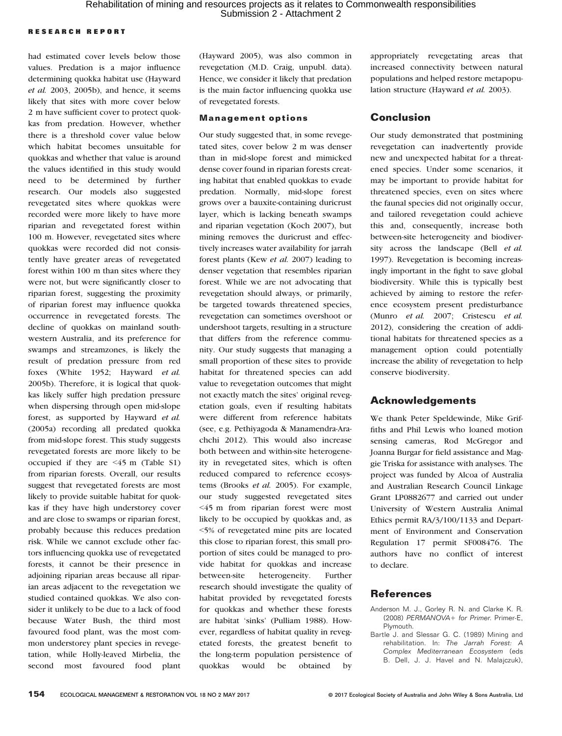had estimated cover levels below those values. Predation is a major influence determining quokka habitat use (Hayward *et al.* 2003, 2005b), and hence, it seems likely that sites with more cover below 2 m have sufficient cover to protect quokkas from predation. However, whether there is a threshold cover value below which habitat becomes unsuitable for quokkas and whether that value is around the values identified in this study would need to be determined by further research. Our models also suggested revegetated sites where quokkas were recorded were more likely to have more riparian and revegetated forest within 100 m. However, revegetated sites where quokkas were recorded did not consistently have greater areas of revegetated forest within 100 m than sites where they were not, but were significantly closer to riparian forest, suggesting the proximity of riparian forest may influence quokka occurrence in revegetated forests. The decline of quokkas on mainland south-western Australia, and its preference for swamps and streamzones, is likely the result of predation pressure from red foxes (White 1952; Hayward *et al.* 2005b). Therefore, it is logical that quokkas likely suffer high predation pressure when dispersing through open mid-slope forest, as supported by Hayward *et al.* (2005a) recording all predated quokka from mid-slope forest. This study suggests revegetated forests are more likely to be occupied if they are <45 m (Table S1) from riparian forests. Overall, our results suggest that revegetated forests are most likely to provide suitable habitat for quokkas if they have high understorey cover and are close to swamps or riparian forest, probably because this reduces predation risk. While we cannot exclude other factors influencing quokka use of revegetated forests, it cannot be their presence in adjoining riparian areas because all riparian areas adjacent to the revegetation we studied contained quokkas. We also consider it unlikely to be due to a lack of food because Water Bush, the third most favoured food plant, was the most common understorey plant species in revegetation, while Holly-leaved Mirbelia, the second most favoured food plant (Hayward 2005), was also common in revegetation (M.D. Craig, unpubl. data). Hence, we consider it likely that predation is the main factor influencing quokka use of revegetated forests.

### Management options

Our study suggested that, in some revegetated sites, cover below 2 m was denser than in mid-slope forest and mimicked dense cover found in riparian forests creating habitat that enabled quokkas to evade predation. Normally, mid-slope forest grows over a bauxite-containing duricrust layer, which is lacking beneath swamps and riparian vegetation (Koch 2007), but mining removes the duricrust and effectively increases water availability for jarrah forest plants (Kew *et al.* 2007) leading to denser vegetation that resembles riparian forest. While we are not advocating that revegetation should always, or primarily, be targeted towards threatened species, revegetation can sometimes overshoot or undershoot targets, resulting in a structure that differs from the reference community. Our study suggests that managing a small proportion of these sites to provide habitat for threatened species can add value to revegetation outcomes that might not exactly match the sites' original revegetation goals, even if resulting habitats were different from reference habitats (see, e.g. Pethiyagoda & Manamendra-Arachchi 2012). This would also increase both between and within-site heterogeneity in revegetated sites, which is often reduced compared to reference ecosystems (Brooks *et al.* 2005). For example, our study suggested revegetated sites <45 m from riparian forest were most likely to be occupied by quokkas and, as <5% of revegetated mine pits are located this close to riparian forest, this small proportion of sites could be managed to provide habitat for quokkas and increase between-site heterogeneity. Further research should investigate the quality of habitat provided by revegetated forests for quokkas and whether these forests are habitat 'sinks' (Pulliam 1988). However, regardless of habitat quality in revegetated forests, the greatest benefit to the long-term population persistence of quokkas would be obtained by appropriately revegetating areas that increased connectivity between natural populations and helped restore metapopulation structure (Hayward *et al.* 2003).

## Conclusion

Our study demonstrated that postmining revegetation can inadvertently provide new and unexpected habitat for a threatened species. Under some scenarios, it may be important to provide habitat for threatened species, even on sites where the faunal species did not originally occur, and tailored revegetation could achieve this and, consequently, increase both between-site heterogeneity and biodiversity across the landscape (Bell *et al.* 1997). Revegetation is becoming increasingly important in the fight to save global biodiversity. While this is typically best achieved by aiming to restore the reference ecosystem present predisturbance (Munro *et al.* 2007; Cristescu *et al.* 2012), considering the creation of additional habitats for threatened species as a management option could potentially increase the ability of revegetation to help conserve biodiversity.

## Acknowledgements

We thank Peter Speldewinde, Mike Griffiths and Phil Lewis who loaned motion sensing cameras, Rod McGregor and Joanna Burgar for field assistance and Maggie Triska for assistance with analyses. The project was funded by Alcoa of Australia and Australian Research Council Linkage Grant LP0882677 and carried out under University of Western Australia Animal Ethics permit RA/3/100/1133 and Department of Environment and Conservation Regulation 17 permit SF008476. The authors have no conflict of interest to declare.

## References

Anderson M. J., Gorley R. N. and Clarke K. R. (2008) *PERMANOVA+ for Primer*. Primer-E, Plymouth.

Bartle J. and Slessar G. C. (1989) Mining and rehabilitation. In: *The Jarrah Forest: A Complex Mediterranean Ecosystem* (eds B. Dell, J. J. Havel and N. Malajczuk),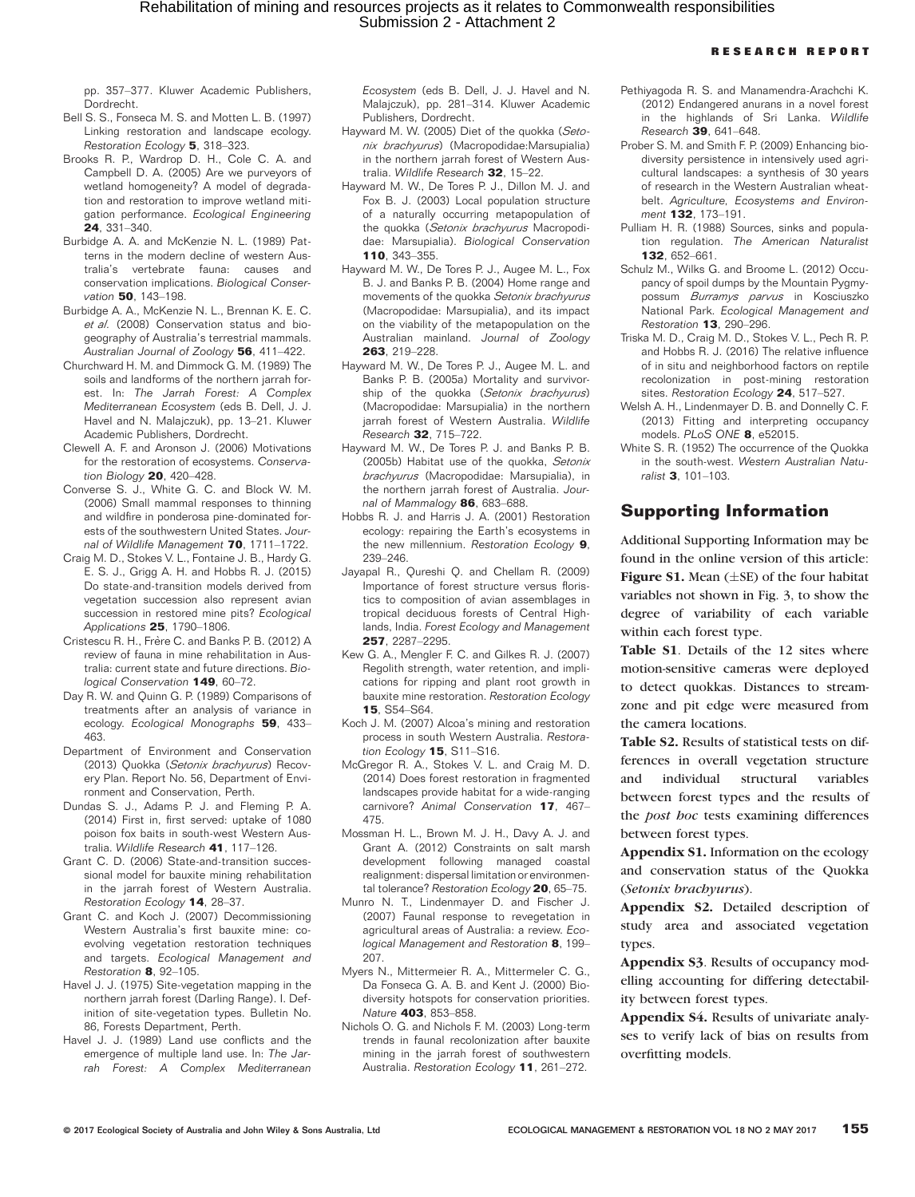pp. 357–377. Kluwer Academic Publishers, Dordrecht.

Bell S. S., Fonseca M. S. and Motten L. B. (1997) Linking restoration and landscape ecology. *Restoration Ecology* **5**, 318–323.

Brooks R. P., Wardrop D. H., Cole C. A. and Campbell D. A. (2005) Are we purveyors of wetland homogeneity? A model of degradation and restoration to improve wetland mitigation performance. *Ecological Engineering* **24**, 331–340.

Burbidge A. A. and McKenzie N. L. (1989) Patterns in the modern decline of western Australia's vertebrate fauna: causes and conservation implications. *Biological Conservation* **50**, 143–198.

Burbidge A. A., McKenzie N. L., Brennan K. E. C. *et al.* (2008) Conservation status and biogeography of Australia's terrestrial mammals. *Australian Journal of Zoology* **56**, 411–422.

Churchward H. M. and Dimmock G. M. (1989) The soils and landforms of the northern jarrah forest. In: *The Jarrah Forest: A Complex Mediterranean Ecosystem* (eds B. Dell, J. J. Havel and N. Malajczuk), pp. 13–21. Kluwer Academic Publishers, Dordrecht.

Clewell A. F. and Aronson J. (2006) Motivations for the restoration of ecosystems. *Conservation Biology* **20**, 420–428.

Converse S. J., White G. C. and Block W. M. (2006) Small mammal responses to thinning and wildfire in ponderosa pine-dominated forests of the southwestern United States. *Journal of Wildlife Management* **70**, 1711–1722.

Craig M. D., Stokes V. L., Fontaine J. B., Hardy G. E. S. J., Grigg A. H. and Hobbs R. J. (2015) Do state-and-transition models derived from vegetation succession also represent avian succession in restored mine pits? *Ecological Applications* **25**, 1790–1806.

Cristescu R. H., Frère C. and Banks P. B. (2012) A review of fauna in mine rehabilitation in Australia: current state and future directions. *Biological Conservation* **149**, 60–72.

Day R. W. and Quinn G. P. (1989) Comparisons of treatments after an analysis of variance in ecology. *Ecological Monographs* **59**, 433–463.

Department of Environment and Conservation (2013) Quokka (*Setonix brachyurus*) Recovery Plan. Report No. 56, Department of Environment and Conservation, Perth.

Dundas S. J., Adams P. J. and Fleming P. A. (2014) First in, first served: uptake of 1080 poison fox baits in south-west Western Australia. *Wildlife Research* **41**, 117–126.

Grant C. D. (2006) State-and-transition successional model for bauxite mining rehabilitation in the jarrah forest of Western Australia. *Restoration Ecology* **14**, 28–37.

Grant C. and Koch J. (2007) Decommissioning Western Australia's first bauxite mine: co-evolving vegetation restoration techniques and targets. *Ecological Management and Restoration* **8**, 92–105.

Havel J. J. (1975) Site-vegetation mapping in the northern jarrah forest (Darling Range). I. Definition of site-vegetation types. Bulletin No. 86, Forests Department, Perth.

Havel J. J. (1989) Land use conflicts and the emergence of multiple land use. In: *The Jarrah Forest: A Complex Mediterranean Ecosystem* (eds B. Dell, J. J. Havel and N. Malajczuk), pp. 281–314. Kluwer Academic Publishers, Dordrecht.

Hayward M. W. (2005) Diet of the quokka (*Setonix brachyurus*) (Macropodidae:Marsupialia) in the northern jarrah forest of Western Australia. *Wildlife Research* **32**, 15–22.

Hayward M. W., De Tores P. J., Dillon M. J. and Fox B. J. (2003) Local population structure of a naturally occurring metapopulation of the quokka (*Setonix brachyurus* Macropodidae: Marsupialia). *Biological Conservation* **110**, 343–355.

Hayward M. W., De Tores P. J., Augee M. L., Fox B. J. and Banks P. B. (2004) Home range and movements of the quokka *Setonix brachyurus* (Macropodidae: Marsupialia), and its impact on the viability of the metapopulation on the Australian mainland. *Journal of Zoology* **263**, 219–228.

Hayward M. W., De Tores P. J., Augee M. L. and Banks P. B. (2005a) Mortality and survivorship of the quokka (*Setonix brachyurus*) (Macropodidae: Marsupialia) in the northern jarrah forest of Western Australia. *Wildlife Research* **32**, 715–722.

Hayward M. W., De Tores P. J. and Banks P. B. (2005b) Habitat use of the quokka, *Setonix brachyurus* (Macropodidae: Marsupialia), in the northern jarrah forest of Australia. *Journal of Mammalogy* **86**, 683–688.

Hobbs R. J. and Harris J. A. (2001) Restoration ecology: repairing the Earth's ecosystems in the new millennium. *Restoration Ecology* **9**, 239–246.

Jayapal R., Qureshi Q. and Chellam R. (2009) Importance of forest structure versus floristics to composition of avian assemblages in tropical deciduous forests of Central Highlands, India. *Forest Ecology and Management* **257**, 2287–2295.

Kew G. A., Mengler F. C. and Gilkes R. J. (2007) Regolith strength, water retention, and implications for ripping and plant root growth in bauxite mine restoration. *Restoration Ecology* **15**, S54–S64.

Koch J. M. (2007) Alcoa's mining and restoration process in south Western Australia. *Restoration Ecology* **15**, S11–S16.

McGregor R. A., Stokes V. L. and Craig M. D. (2014) Does forest restoration in fragmented landscapes provide habitat for a wide-ranging carnivore? *Animal Conservation* **17**, 467–475.

Mossman H. L., Brown M. J. H., Davy A. J. and Grant A. (2012) Constraints on salt marsh development following managed coastal realignment: dispersal limitation or environmental tolerance? *Restoration Ecology* **20**, 65–75.

Munro N. T., Lindenmayer D. and Fischer J. (2007) Faunal response to revegetation in agricultural areas of Australia: a review. *Ecological Management and Restoration* **8**, 199–207.

Myers N., Mittermeier R. A., Mittermeler C. G., Da Fonseca G. A. B. and Kent J. (2000) Biodiversity hotspots for conservation priorities. *Nature* **403**, 853–858.

Nichols O. G. and Nichols F. M. (2003) Long-term trends in faunal recolonization after bauxite mining in the jarrah forest of southwestern Australia. *Restoration Ecology* **11**, 261–272.

Pethiyagoda R. S. and Manamendra-Arachchi K. (2012) Endangered anurans in a novel forest in the highlands of Sri Lanka. *Wildlife Research* **39**, 641–648.

Prober S. M. and Smith F. P. (2009) Enhancing biodiversity persistence in intensively used agricultural landscapes: a synthesis of 30 years of research in the Western Australian wheatbelt. *Agriculture, Ecosystems and Environment* **132**, 173–191.

Pulliam H. R. (1988) Sources, sinks and population regulation. *The American Naturalist* **132**, 652–661.

Schulz M., Wilks G. and Broome L. (2012) Occupancy of spoil dumps by the Mountain Pygmy-possum *Burramys parvus* in Kosciuszko National Park. *Ecological Management and Restoration* **13**, 290–296.

Triska M. D., Craig M. D., Stokes V. L., Pech R. P. and Hobbs R. J. (2016) The relative influence of in situ and neighborhood factors on reptile recolonization in post-mining restoration sites. *Restoration Ecology* **24**, 517–527.

Welsh A. H., Lindenmayer D. B. and Donnelly C. F. (2013) Fitting and interpreting occupancy models. *PLoS ONE* **8**, e52015.

White S. R. (1952) The occurrence of the Quokka in the south-west. *Western Australian Naturalist* **3**, 101–103.

## Supporting Information

Additional Supporting Information may be found in the online version of this article:

**Figure S1.** Mean ($\pm$SE) of the four habitat variables not shown in Fig. 3, to show the degree of variability of each variable within each forest type.

**Table S1**. Details of the 12 sites where motion-sensitive cameras were deployed to detect quokkas. Distances to streamzone and pit edge were measured from the camera locations.

**Table S2.** Results of statistical tests on differences in overall vegetation structure and individual structural variables between forest types and the results of the *post hoc* tests examining differences between forest types.

**Appendix S1.** Information on the ecology and conservation status of the Quokka (*Setonix brachyurus*).

**Appendix S2.** Detailed description of study area and associated vegetation types.

**Appendix S3**. Results of occupancy modelling accounting for differing detectability between forest types.

**Appendix S4.** Results of univariate analyses to verify lack of bias on results from overfitting models.